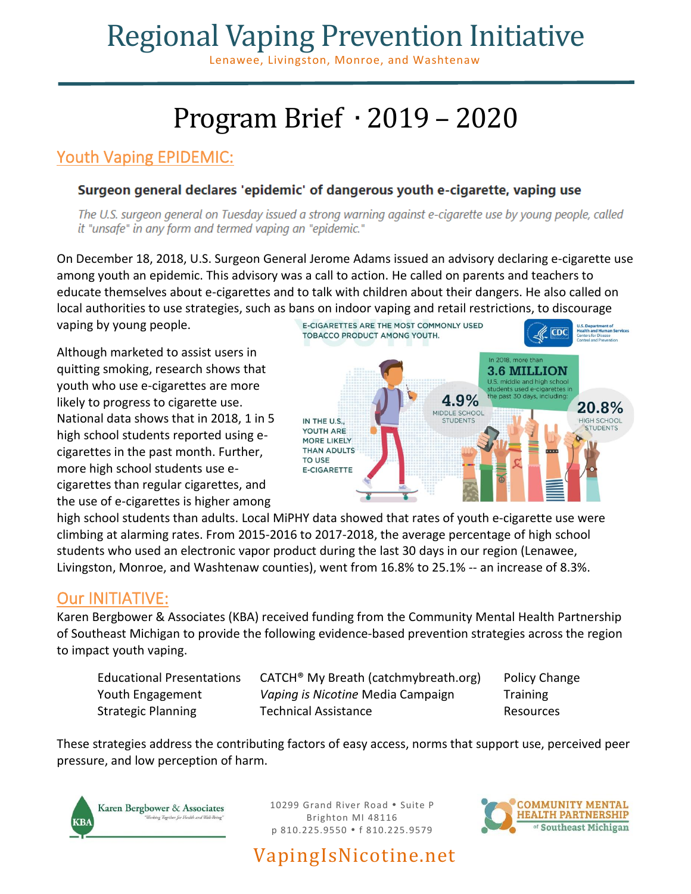# Regional Vaping Prevention Initiative

Lenawee, Livingston, Monroe, and Washtenaw

# Program Brief · 2019 – 2020

## Youth Vaping EPIDEMIC:

**Surgeon general declares 'epidemic' of dangerous youth e-cigarette, vaping use**

*The U.S. surgeon general on Tuesday issued a strong warning against e-cigarette use by young people, called it "unsafe" in any form and termed vaping an "epidemic."*

On December 18, 2018, U.S. Surgeon General Jerome Adams issued an advisory declaring e-cigarette use among youth an epidemic. This advisory was a call to action. He called on parents and teachers to educate themselves about e-cigarettes and to talk with children about their dangers. He also called on local authorities to use strategies, such as bans on indoor vaping and retail restrictions, to discourage vaping by young people.

Although marketed to assist users in quitting smoking, research shows that youth who use e-cigarettes are more likely to progress to cigarette use. National data shows that in 2018, 1 in 5 high school students reported using e-cigarettes in the past month. Further, more high school students use e-cigarettes than regular cigarettes, and the use of e-cigarettes is higher among high school students than adults. Local MiPHY data showed that rates of youth e-cigarette use were climbing at alarming rates. From 2015-2016 to 2017-2018, the average percentage of high school students who used an electronic vapor product during the last 30 days in our region (Lenawee, Livingston, Monroe, and Washtenaw counties), went from 16.8% to 25.1% -- an increase of 8.3%.

E-CIGARETTES ARE THE MOST COMMONLY USED TOBACCO PRODUCT AMONG YOUTH.

IN THE U.S., YOUTH ARE MORE LIKELY THAN ADULTS TO USE E-CIGARETTE

In 2018, more than **3.6 MILLION** U.S. middle and high school students used e-cigarettes in the past 30 days, including: **4.9%** MIDDLE SCHOOL STUDENTS; **20.8%** HIGH SCHOOL STUDENTS

## Our INITIATIVE:

Karen Bergbower & Associates (KBA) received funding from the Community Mental Health Partnership of Southeast Michigan to provide the following evidence-based prevention strategies across the region to impact youth vaping.

| | | |
|---|---|---|
| Educational Presentations | CATCH® My Breath (catchmybreath.org) | Policy Change |
| Youth Engagement | *Vaping is Nicotine* Media Campaign | Training |
| Strategic Planning | Technical Assistance | Resources |

These strategies address the contributing factors of easy access, norms that support use, perceived peer pressure, and low perception of harm.

Karen Bergbower & Associates — "Working Together for Health and Well-Being"

10299 Grand River Road • Suite P
Brighton MI 48116
p 810.225.9550 • f 810.225.9579

COMMUNITY MENTAL HEALTH PARTNERSHIP of Southeast Michigan

VapingIsNicotine.net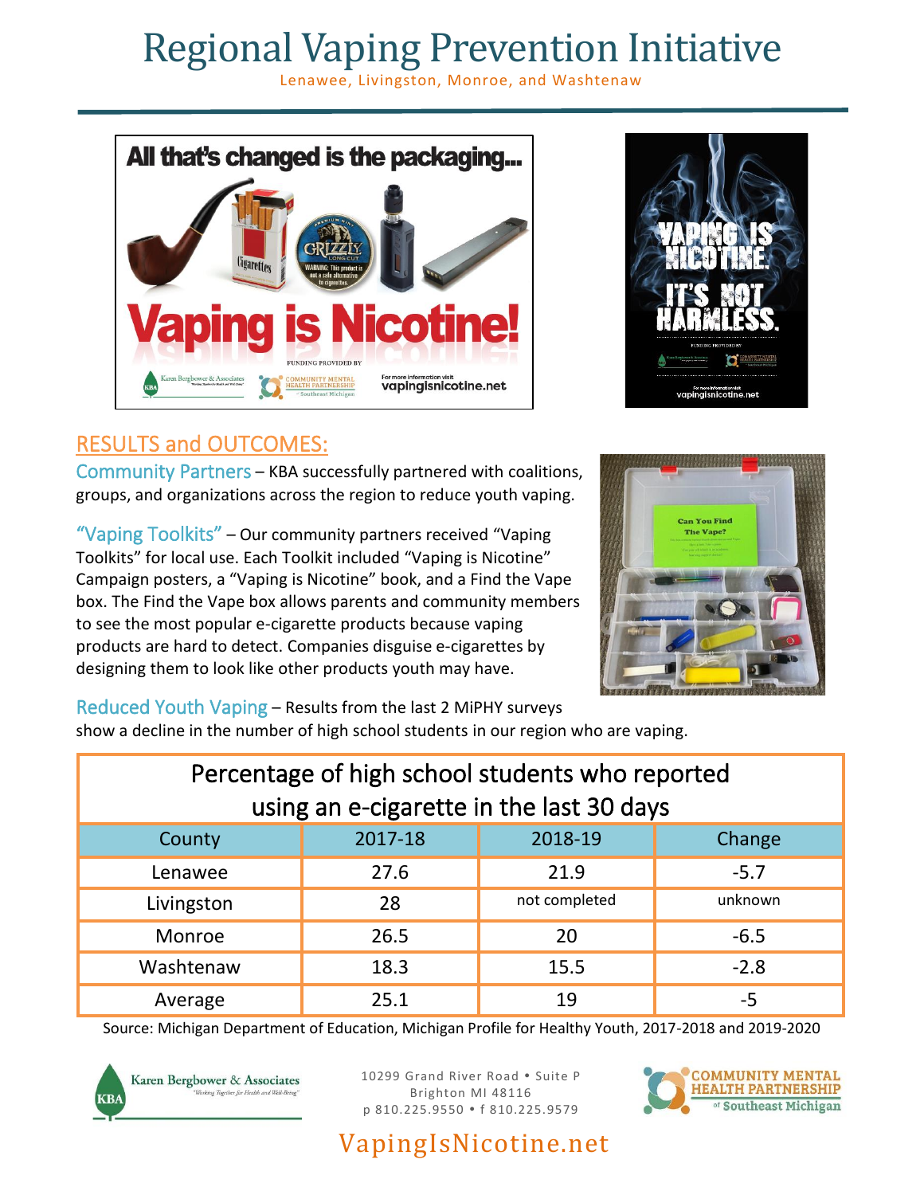# Regional Vaping Prevention Initiative

Lenawee, Livingston, Monroe, and Washtenaw

## RESULTS and OUTCOMES:

**Community Partners** – KBA successfully partnered with coalitions, groups, and organizations across the region to reduce youth vaping.

**"Vaping Toolkits"** – Our community partners received "Vaping Toolkits" for local use. Each Toolkit included "Vaping is Nicotine" Campaign posters, a "Vaping is Nicotine" book, and a Find the Vape box. The Find the Vape box allows parents and community members to see the most popular e-cigarette products because vaping products are hard to detect. Companies disguise e-cigarettes by designing them to look like other products youth may have.

**Reduced Youth Vaping** – Results from the last 2 MiPHY surveys show a decline in the number of high school students in our region who are vaping.

**Percentage of high school students who reported using an e-cigarette in the last 30 days**

| County | 2017-18 | 2018-19 | Change |
|---|---|---|---|
| Lenawee | 27.6 | 21.9 | -5.7 |
| Livingston | 28 | not completed | unknown |
| Monroe | 26.5 | 20 | -6.5 |
| Washtenaw | 18.3 | 15.5 | -2.8 |
| Average | 25.1 | 19 | -5 |

Source: Michigan Department of Education, Michigan Profile for Healthy Youth, 2017-2018 and 2019-2020

Karen Bergbower & Associates — "Working Together for Health and Well-Being"

10299 Grand River Road • Suite P
Brighton MI 48116
p 810.225.9550 • f 810.225.9579

Community Mental Health Partnership of Southeast Michigan

VapingIsNicotine.net